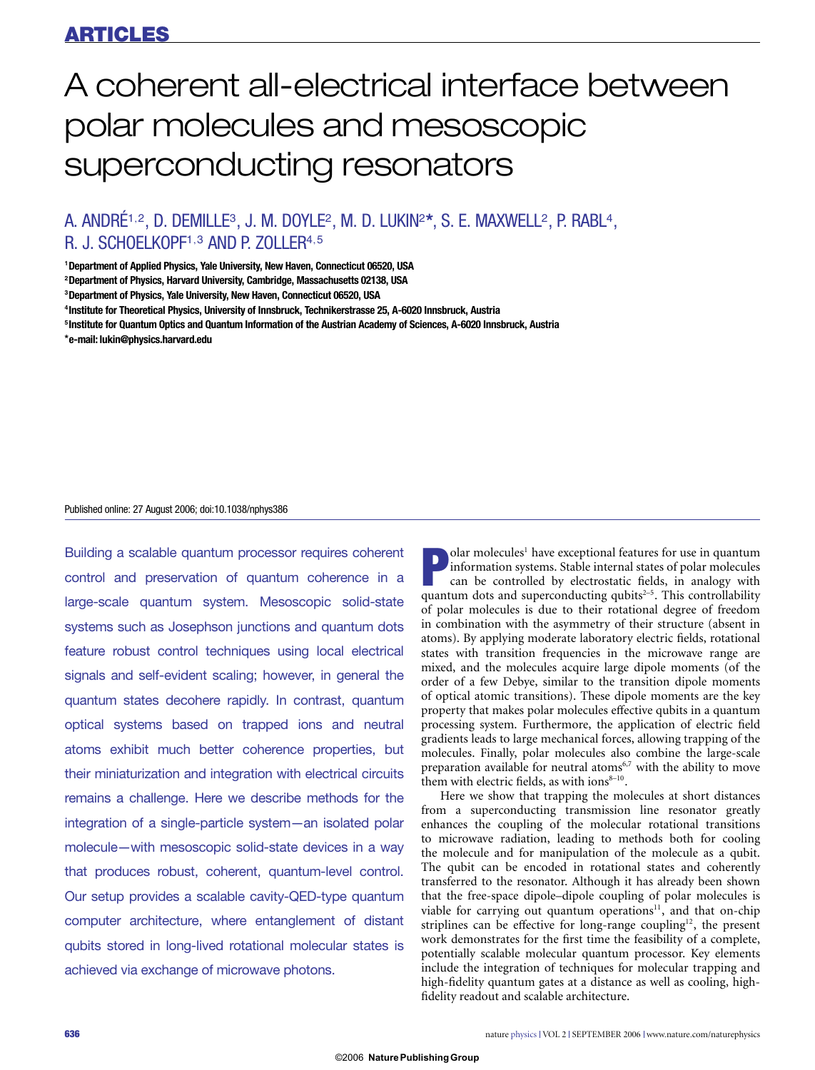# A coherent all-electrical interface between polar molecules and mesoscopic superconducting resonators

A. ANDRÉ[1,2], D. DEMILLE[3], J. M. DOYLE[2], M. D. LUKIN[2*], S. E. MAXWELL[2], P. RABL[4], R. J. SCHOELKOPF[1,3] AND P. ZOLLER[4,5]

[1] Department of Applied Physics, Yale University, New Haven, Connecticut 06520, USA
[2] Department of Physics, Harvard University, Cambridge, Massachusetts 02138, USA
[3] Department of Physics, Yale University, New Haven, Connecticut 06520, USA
[4] Institute for Theoretical Physics, University of Innsbruck, Technikerstrasse 25, A-6020 Innsbruck, Austria
[5] Institute for Quantum Optics and Quantum Information of the Austrian Academy of Sciences, A-6020 Innsbruck, Austria
*e-mail: lukin@physics.harvard.edu

Published online: 27 August 2006; doi:10.1038/nphys386

**Building a scalable quantum processor requires coherent control and preservation of quantum coherence in a large-scale quantum system. Mesoscopic solid-state systems such as Josephson junctions and quantum dots feature robust control techniques using local electrical signals and self-evident scaling; however, in general the quantum states decohere rapidly. In contrast, quantum optical systems based on trapped ions and neutral atoms exhibit much better coherence properties, but their miniaturization and integration with electrical circuits remains a challenge. Here we describe methods for the integration of a single-particle system—an isolated polar molecule—with mesoscopic solid-state devices in a way that produces robust, coherent, quantum-level control. Our setup provides a scalable cavity-QED-type quantum computer architecture, where entanglement of distant qubits stored in long-lived rotational molecular states is achieved via exchange of microwave photons.**

Polar molecules[1] have exceptional features for use in quantum information systems. Stable internal states of polar molecules can be controlled by electrostatic fields, in analogy with quantum dots and superconducting qubits[2–5]. This controllability of polar molecules is due to their rotational degree of freedom in combination with the asymmetry of their structure (absent in atoms). By applying moderate laboratory electric fields, rotational states with transition frequencies in the microwave range are mixed, and the molecules acquire large dipole moments (of the order of a few Debye, similar to the transition dipole moments of optical atomic transitions). These dipole moments are the key property that makes polar molecules effective qubits in a quantum processing system. Furthermore, the application of electric field gradients leads to large mechanical forces, allowing trapping of the molecules. Finally, polar molecules also combine the large-scale preparation available for neutral atoms[6,7] with the ability to move them with electric fields, as with ions[8–10].

Here we show that trapping the molecules at short distances from a superconducting transmission line resonator greatly enhances the coupling of the molecular rotational transitions to microwave radiation, leading to methods both for cooling the molecule and for manipulation of the molecule as a qubit. The qubit can be encoded in rotational states and coherently transferred to the resonator. Although it has already been shown that the free-space dipole–dipole coupling of polar molecules is viable for carrying out quantum operations[11], and that on-chip striplines can be effective for long-range coupling[12], the present work demonstrates for the first time the feasibility of a complete, potentially scalable molecular quantum processor. Key elements include the integration of techniques for molecular trapping and high-fidelity quantum gates at a distance as well as cooling, high-fidelity readout and scalable architecture.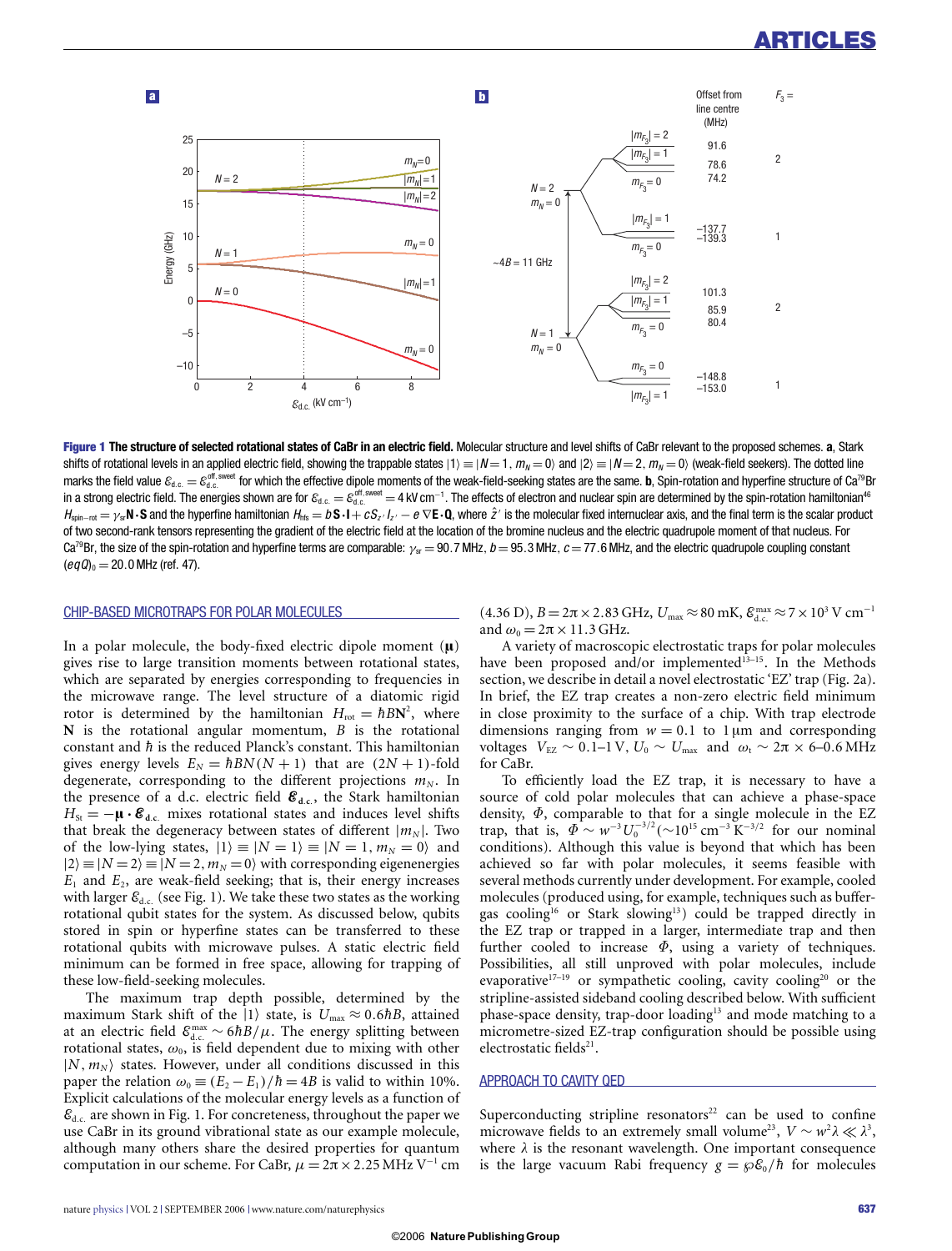**Figure 1 The structure of selected rotational states of CaBr in an electric field.** Molecular structure and level shifts of CaBr relevant to the proposed schemes. **a**, Stark shifts of rotational levels in an applied electric field, showing the trappable states $|1\rangle \equiv |N=1, m_N=0\rangle$ and $|2\rangle \equiv |N=2, m_N=0\rangle$ (weak-field seekers). The dotted line marks the field value $\mathcal{E}_{\rm d.c.} = \mathcal{E}_{\rm d.c.}^{\rm off,sweet}$ for which the effective dipole moments of the weak-field-seeking states are the same. **b**, Spin-rotation and hyperfine structure of $\rm Ca^{79}Br$ in a strong electric field. The energies shown are for $\mathcal{E}_{\rm d.c.} = \mathcal{E}_{\rm d.c.}^{\rm off,sweet} = 4\,{\rm kV\,cm^{-1}}$. The effects of electron and nuclear spin are determined by the spin-rotation hamiltonian[46] $H_{\rm spin-rot} = \gamma_{\rm sr}\mathbf{N}\cdot\mathbf{S}$ and the hyperfine hamiltonian $H_{\rm hfs} = b\,\mathbf{S}\cdot\mathbf{I} + cS_{z'}I_{z'} - e\,\nabla\mathbf{E}\cdot\mathbf{Q}$, where $\hat{z}'$ is the molecular fixed internuclear axis, and the final term is the scalar product of two second-rank tensors representing the gradient of the electric field at the location of the bromine nucleus and the electric quadrupole moment of that nucleus. For $\rm Ca^{79}Br$, the size of the spin-rotation and hyperfine terms are comparable: $\gamma_{\rm sr} = 90.7\,{\rm MHz}$, $b = 95.3\,{\rm MHz}$, $c = 77.6\,{\rm MHz}$, and the electric quadrupole coupling constant $(eqQ)_0 = 20.0\,{\rm MHz}$ (ref. 47).

## CHIP-BASED MICROTRAPS FOR POLAR MOLECULES

In a polar molecule, the body-fixed electric dipole moment ($\boldsymbol{\mu}$) gives rise to large transition moments between rotational states, which are separated by energies corresponding to frequencies in the microwave range. The level structure of a diatomic rigid rotor is determined by the hamiltonian $H_{\rm rot} = \hbar B \mathbf{N}^2$, where $\mathbf{N}$ is the rotational angular momentum, $B$ is the rotational constant and $\hbar$ is the reduced Planck's constant. This hamiltonian gives energy levels $E_N = \hbar BN(N+1)$ that are $(2N+1)$-fold degenerate, corresponding to the different projections $m_N$. In the presence of a d.c. electric field $\boldsymbol{\mathcal{E}}_{\bf d.c.}$, the Stark hamiltonian $H_{\rm St} = -\boldsymbol{\mu}\cdot\boldsymbol{\mathcal{E}}_{\bf d.c.}$ mixes rotational states and induces level shifts that break the degeneracy between states of different $|m_N|$. Two of the low-lying states, $|1\rangle \equiv |N=1\rangle \equiv |N=1, m_N=0\rangle$ and $|2\rangle \equiv |N=2\rangle \equiv |N=2, m_N=0\rangle$ with corresponding eigenenergies $E_1$ and $E_2$, are weak-field seeking; that is, their energy increases with larger $\mathcal{E}_{\rm d.c.}$ (see Fig. 1). We take these two states as the working rotational qubit states for the system. As discussed below, qubits stored in spin or hyperfine states can be transferred to these rotational qubits with microwave pulses. A static electric field minimum can be formed in free space, allowing for trapping of these low-field-seeking molecules.

The maximum trap depth possible, determined by the maximum Stark shift of the $|1\rangle$ state, is $U_{\rm max} \approx 0.6\hbar B$, attained at an electric field $\mathcal{E}_{\rm d.c.}^{\rm max} \sim 6\hbar B/\mu$. The energy splitting between rotational states, $\omega_0$, is field dependent due to mixing with other $|N, m_N\rangle$ states. However, under all conditions discussed in this paper the relation $\omega_0 \equiv (E_2 - E_1)/\hbar = 4B$ is valid to within 10%. Explicit calculations of the molecular energy levels as a function of $\mathcal{E}_{\rm d.c.}$ are shown in Fig. 1. For concreteness, throughout the paper we use CaBr in its ground vibrational state as our example molecule, although many others share the desired properties for quantum computation in our scheme. For CaBr, $\mu = 2\pi \times 2.25\,{\rm MHz\,V^{-1}\,cm}$ (4.36 D), $B = 2\pi \times 2.83\,{\rm GHz}$, $U_{\rm max} \approx 80\,{\rm mK}$, $\mathcal{E}_{\rm d.c.}^{\rm max} \approx 7 \times 10^3\,{\rm V\,cm^{-1}}$ and $\omega_0 = 2\pi \times 11.3\,{\rm GHz}$.

A variety of macroscopic electrostatic traps for polar molecules have been proposed and/or implemented[13–15]. In the Methods section, we describe in detail a novel electrostatic 'EZ' trap (Fig. 2a). In brief, the EZ trap creates a non-zero electric field minimum in close proximity to the surface of a chip. With trap electrode dimensions ranging from $w = 0.1$ to $1\,\mu{\rm m}$ and corresponding voltages $V_{\rm EZ} \sim 0.1$–$1\,{\rm V}$, $U_0 \sim U_{\rm max}$ and $\omega_{\rm t} \sim 2\pi \times 6$–$0.6\,{\rm MHz}$ for CaBr.

To efficiently load the EZ trap, it is necessary to have a source of cold polar molecules that can achieve a phase-space density, $\Phi$, comparable to that for a single molecule in the EZ trap, that is, $\Phi \sim w^{-3}U_0^{-3/2}$ ($\sim 10^{15}\,{\rm cm^{-3}\,K^{-3/2}}$ for our nominal conditions). Although this value is beyond that which has been achieved so far with polar molecules, it seems feasible with several methods currently under development. For example, cooled molecules (produced using, for example, techniques such as buffer-gas cooling[16] or Stark slowing[13]) could be trapped directly in the EZ trap or trapped in a larger, intermediate trap and then further cooled to increase $\Phi$, using a variety of techniques. Possibilities, all still unproved with polar molecules, include evaporative[17–19] or sympathetic cooling, cavity cooling[20] or the stripline-assisted sideband cooling described below. With sufficient phase-space density, trap-door loading[13] and mode matching to a micrometre-sized EZ-trap configuration should be possible using electrostatic fields[21].

## APPROACH TO CAVITY QED

Superconducting stripline resonators[22] can be used to confine microwave fields to an extremely small volume[23], $V \sim w^2\lambda \ll \lambda^3$, where $\lambda$ is the resonant wavelength. One important consequence is the large vacuum Rabi frequency $g = \wp\mathcal{E}_0/\hbar$ for molecules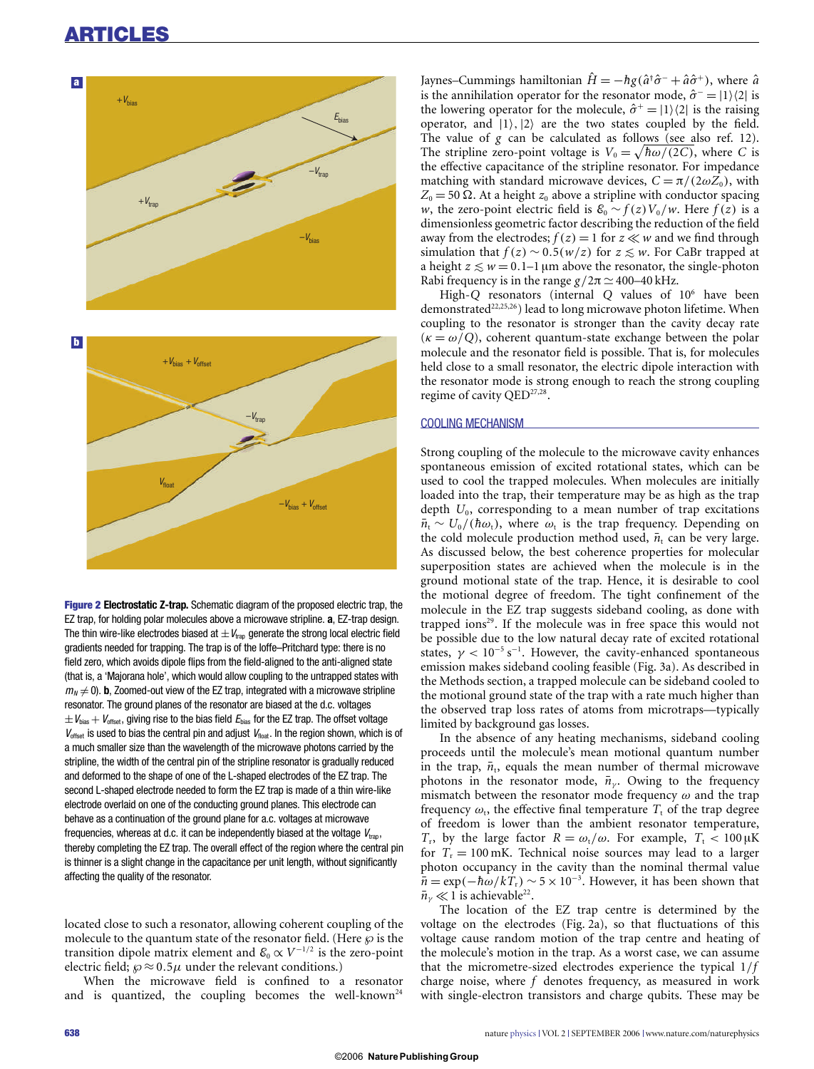**Figure 2 Electrostatic Z-trap.** Schematic diagram of the proposed electric trap, the EZ trap, for holding polar molecules above a microwave stripline. **a**, EZ-trap design. The thin wire-like electrodes biased at $\pm V_{trap}$ generate the strong local electric field gradients needed for trapping. The trap is of the Ioffe–Pritchard type: there is no field zero, which avoids dipole flips from the field-aligned to the anti-aligned state (that is, a 'Majorana hole', which would allow coupling to the untrapped states with $m_N \neq 0$). **b**, Zoomed-out view of the EZ trap, integrated with a microwave stripline resonator. The ground planes of the resonator are biased at the d.c. voltages $\pm V_{bias} + V_{offset}$, giving rise to the bias field $E_{bias}$ for the EZ trap. The offset voltage $V_{offset}$ is used to bias the central pin and adjust $V_{float}$. In the region shown, which is of a much smaller size than the wavelength of the microwave photons carried by the stripline, the width of the central pin of the stripline resonator is gradually reduced and deformed to the shape of one of the L-shaped electrodes of the EZ trap. The second L-shaped electrode needed to form the EZ trap is made of a thin wire-like electrode overlaid on one of the conducting ground planes. This electrode can behave as a continuation of the ground plane for a.c. voltages at microwave frequencies, whereas at d.c. it can be independently biased at the voltage $V_{trap}$, thereby completing the EZ trap. The overall effect of the region where the central pin is thinner is a slight change in the capacitance per unit length, without significantly affecting the quality of the resonator.

located close to such a resonator, allowing coherent coupling of the molecule to the quantum state of the resonator field. (Here $\wp$ is the transition dipole matrix element and $\mathcal{E}_0 \propto V^{-1/2}$ is the zero-point electric field; $\wp \approx 0.5\mu$ under the relevant conditions.)

When the microwave field is confined to a resonator and is quantized, the coupling becomes the well-known[24] Jaynes–Cummings hamiltonian $\hat{H} = -\hbar g(\hat{a}^{\dagger}\hat{\sigma}^{-} + \hat{a}\hat{\sigma}^{+})$, where $\hat{a}$ is the annihilation operator for the resonator mode, $\hat{\sigma}^{-} = |1\rangle\langle 2|$ is the lowering operator for the molecule, $\hat{\sigma}^{+} = |1\rangle\langle 2|$ is the raising operator, and $|1\rangle, |2\rangle$ are the two states coupled by the field. The value of $g$ can be calculated as follows (see also ref. 12). The stripline zero-point voltage is $V_0 = \sqrt{\hbar\omega/(2C)}$, where $C$ is the effective capacitance of the stripline resonator. For impedance matching with standard microwave devices, $C = \pi/(2\omega Z_0)$, with $Z_0 = 50\,\Omega$. At a height $z_0$ above a stripline with conductor spacing $w$, the zero-point electric field is $\mathcal{E}_0 \sim f(z)V_0/w$. Here $f(z)$ is a dimensionless geometric factor describing the reduction of the field away from the electrodes; $f(z) = 1$ for $z \ll w$ and we find through simulation that $f(z) \sim 0.5(w/z)$ for $z \lesssim w$. For CaBr trapped at a height $z \lesssim w = 0.1$–$1\,\mu$m above the resonator, the single-photon Rabi frequency is in the range $g/2\pi \simeq 400$–$40$ kHz.

High-$Q$ resonators (internal $Q$ values of $10^6$ have been demonstrated[22,25,26]) lead to long microwave photon lifetime. When coupling to the resonator is stronger than the cavity decay rate ($\kappa = \omega/Q$), coherent quantum-state exchange between the polar molecule and the resonator field is possible. That is, for molecules held close to a small resonator, the electric dipole interaction with the resonator mode is strong enough to reach the strong coupling regime of cavity QED[27,28].

## COOLING MECHANISM

Strong coupling of the molecule to the microwave cavity enhances spontaneous emission of excited rotational states, which can be used to cool the trapped molecules. When molecules are initially loaded into the trap, their temperature may be as high as the trap depth $U_0$, corresponding to a mean number of trap excitations $\bar{n}_t \sim U_0/(\hbar\omega_t)$, where $\omega_t$ is the trap frequency. Depending on the cold molecule production method used, $\bar{n}_t$ can be very large. As discussed below, the best coherence properties for molecular superposition states are achieved when the molecule is in the ground motional state of the trap. Hence, it is desirable to cool the motional degree of freedom. The tight confinement of the molecule in the EZ trap suggests sideband cooling, as done with trapped ions[29]. If the molecule was in free space this would not be possible due to the low natural decay rate of excited rotational states, $\gamma < 10^{-5}\,\text{s}^{-1}$. However, the cavity-enhanced spontaneous emission makes sideband cooling feasible (Fig. 3a). As described in the Methods section, a trapped molecule can be sideband cooled to the motional ground state of the trap with a rate much higher than the observed trap loss rates of atoms from microtraps—typically limited by background gas losses.

In the absence of any heating mechanisms, sideband cooling proceeds until the molecule's mean motional quantum number in the trap, $\bar{n}_t$, equals the mean number of thermal microwave photons in the resonator mode, $\bar{n}_\gamma$. Owing to the frequency mismatch between the resonator mode frequency $\omega$ and the trap frequency $\omega_t$, the effective final temperature $T_t$ of the trap degree of freedom is lower than the ambient resonator temperature, $T_r$, by the large factor $R = \omega_t/\omega$. For example, $T_t < 100\,\mu$K for $T_r = 100$ mK. Technical noise sources may lead to a larger photon occupancy in the cavity than the nominal thermal value $\bar{n} = \exp(-\hbar\omega/kT_r) \sim 5 \times 10^{-3}$. However, it has been shown that $\bar{n}_\gamma \ll 1$ is achievable[22].

The location of the EZ trap centre is determined by the voltage on the electrodes (Fig. 2a), so that fluctuations of this voltage cause random motion of the trap centre and heating of the molecule's motion in the trap. As a worst case, we can assume that the micrometre-sized electrodes experience the typical $1/f$ charge noise, where $f$ denotes frequency, as measured in work with single-electron transistors and charge qubits. These may be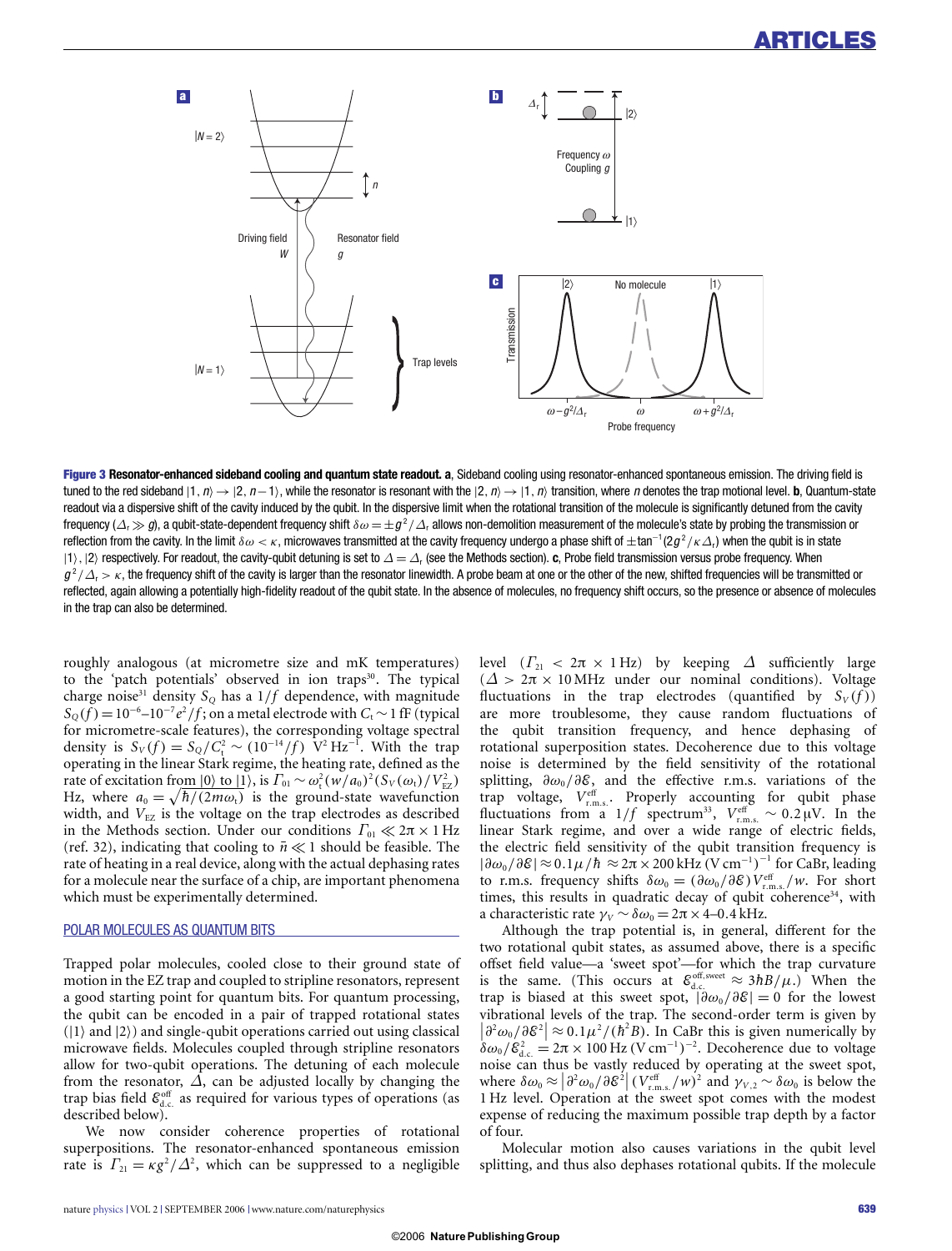**Figure 3 Resonator-enhanced sideband cooling and quantum state readout. a**, Sideband cooling using resonator-enhanced spontaneous emission. The driving field is tuned to the red sideband $|1, n\rangle \rightarrow |2, n-1\rangle$, while the resonator is resonant with the $|2, n\rangle \rightarrow |1, n\rangle$ transition, where $n$ denotes the trap motional level. **b**, Quantum-state readout via a dispersive shift of the cavity induced by the qubit. In the dispersive limit when the rotational transition of the molecule is significantly detuned from the cavity frequency ($\Delta_r \gg g$), a qubit-state-dependent frequency shift $\delta\omega = \pm g^2/\Delta_r$ allows non-demolition measurement of the molecule's state by probing the transmission or reflection from the cavity. In the limit $\delta\omega < \kappa$, microwaves transmitted at the cavity frequency undergo a phase shift of $\pm\tan^{-1}(2g^2/\kappa\Delta_r)$ when the qubit is in state $|1\rangle$, $|2\rangle$ respectively. For readout, the cavity-qubit detuning is set to $\Delta = \Delta_r$ (see the Methods section). **c**, Probe field transmission versus probe frequency. When $g^2/\Delta_r > \kappa$, the frequency shift of the cavity is larger than the resonator linewidth. A probe beam at one or the other of the new, shifted frequencies will be transmitted or reflected, again allowing a potentially high-fidelity readout of the qubit state. In the absence of molecules, no frequency shift occurs, so the presence or absence of molecules in the trap can also be determined.

roughly analogous (at micrometre size and mK temperatures) to the 'patch potentials' observed in ion traps[30]. The typical charge noise[31] density $S_Q$ has a $1/f$ dependence, with magnitude $S_Q(f) = 10^{-6}$–$10^{-7} e^2/f$; on a metal electrode with $C_t \sim 1$ fF (typical for micrometre-scale features), the corresponding voltage spectral density is $S_V(f) = S_Q/C_t^2 \sim (10^{-14}/f)$ V$^2$ Hz$^{-1}$. With the trap operating in the linear Stark regime, the heating rate, defined as the rate of excitation from $|0\rangle$ to $|1\rangle$, is $\Gamma_{01} \sim \omega_t^2(w/a_0)^2(S_V(\omega_t)/V_{EZ}^2)$ Hz, where $a_0 = \sqrt{\hbar/(2m\omega_t)}$ is the ground-state wavefunction width, and $V_{EZ}$ is the voltage on the trap electrodes as described in the Methods section. Under our conditions $\Gamma_{01} \ll 2\pi \times 1$ Hz (ref. 32), indicating that cooling to $\bar{n} \ll 1$ should be feasible. The rate of heating in a real device, along with the actual dephasing rates for a molecule near the surface of a chip, are important phenomena which must be experimentally determined.

## POLAR MOLECULES AS QUANTUM BITS

Trapped polar molecules, cooled close to their ground state of motion in the EZ trap and coupled to stripline resonators, represent a good starting point for quantum bits. For quantum processing, the qubit can be encoded in a pair of trapped rotational states ($|1\rangle$ and $|2\rangle$) and single-qubit operations carried out using classical microwave fields. Molecules coupled through stripline resonators allow for two-qubit operations. The detuning of each molecule from the resonator, $\Delta$, can be adjusted locally by changing the trap bias field $\mathcal{E}_{d.c.}^{off}$ as required for various types of operations (as described below).

We now consider coherence properties of rotational superpositions. The resonator-enhanced spontaneous emission rate is $\Gamma_{21} = \kappa g^2/\Delta^2$, which can be suppressed to a negligible level ($\Gamma_{21} < 2\pi \times 1$ Hz) by keeping $\Delta$ sufficiently large ($\Delta > 2\pi \times 10$ MHz under our nominal conditions). Voltage fluctuations in the trap electrodes (quantified by $S_V(f)$) are more troublesome, they cause random fluctuations of the qubit transition frequency, and hence dephasing of rotational superposition states. Decoherence due to this voltage noise is determined by the field sensitivity of the rotational splitting, $\partial\omega_0/\partial\mathcal{E}$, and the effective r.m.s. variations of the trap voltage, $V_{r.m.s.}^{eff}$. Properly accounting for qubit phase fluctuations from a $1/f$ spectrum[33], $V_{r.m.s.}^{eff} \sim 0.2\,\mu$V. In the linear Stark regime, and over a wide range of electric fields, the electric field sensitivity of the qubit transition frequency is $|\partial\omega_0/\partial\mathcal{E}| \approx 0.1\mu/\hbar \approx 2\pi \times 200$ kHz (V cm$^{-1}$)$^{-1}$ for CaBr, leading to r.m.s. frequency shifts $\delta\omega_0 = (\partial\omega_0/\partial\mathcal{E})V_{r.m.s.}^{eff}/w$. For short times, this results in quadratic decay of qubit coherence[34], with a characteristic rate $\gamma_V \sim \delta\omega_0 = 2\pi \times 4$–$0.4$ kHz.

Although the trap potential is, in general, different for the two rotational qubit states, as assumed above, there is a specific offset field value—a 'sweet spot'—for which the trap curvature is the same. (This occurs at $\mathcal{E}_{d.c.}^{off,sweet} \approx 3\hbar B/\mu$.) When the trap is biased at this sweet spot, $|\partial\omega_0/\partial\mathcal{E}| = 0$ for the lowest vibrational levels of the trap. The second-order term is given by $\left|\partial^2\omega_0/\partial\mathcal{E}^2\right| \approx 0.1\mu^2/(\hbar^2 B)$. In CaBr this is given numerically by $\delta\omega_0/\mathcal{E}_{d.c.}^2 = 2\pi \times 100$ Hz (V cm$^{-1}$)$^{-2}$. Decoherence due to voltage noise can thus be vastly reduced by operating at the sweet spot, where $\delta\omega_0 \approx \left|\partial^2\omega_0/\partial\mathcal{E}^2\right|(V_{r.m.s.}^{eff}/w)^2$ and $\gamma_{V,2} \sim \delta\omega_0$ is below the 1 Hz level. Operation at the sweet spot comes with the modest expense of reducing the maximum possible trap depth by a factor of four.

Molecular motion also causes variations in the qubit level splitting, and thus also dephases rotational qubits. If the molecule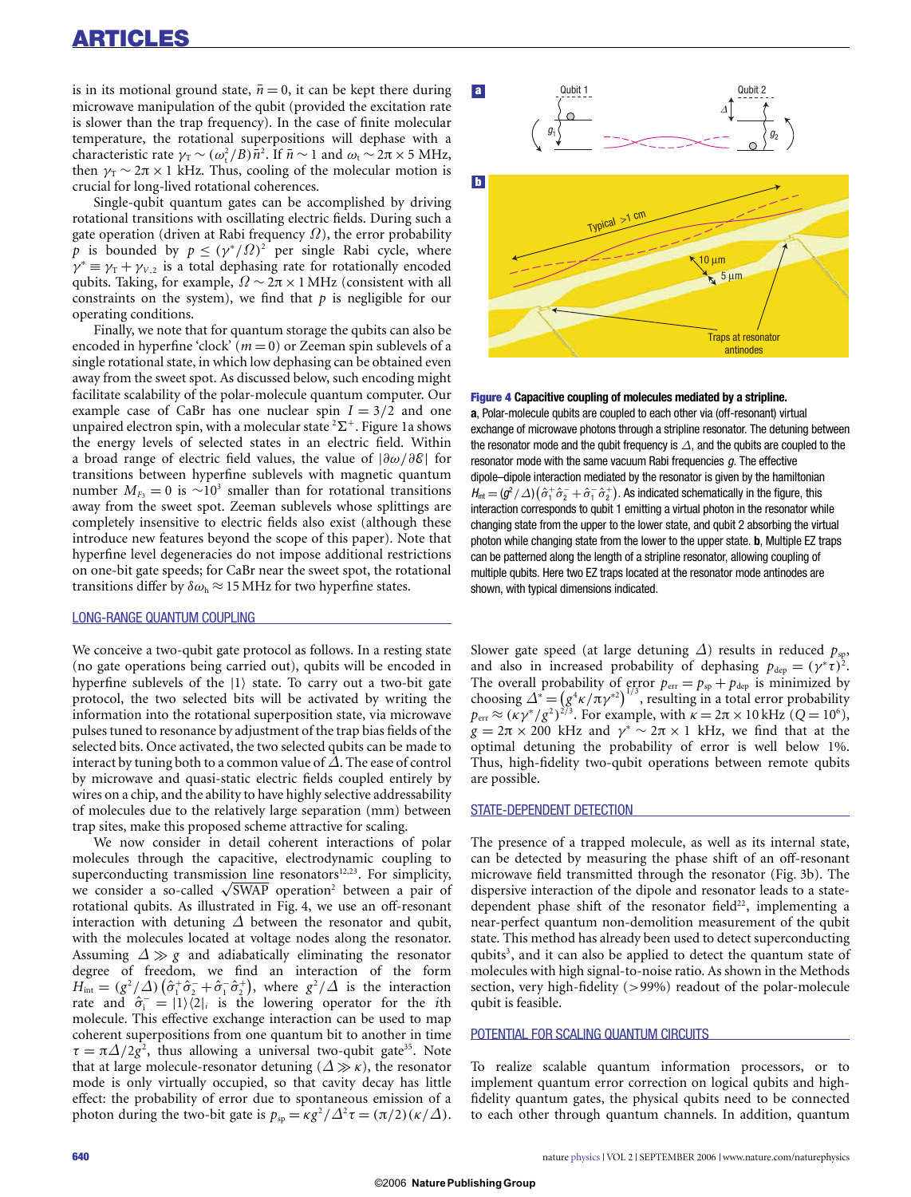is in its motional ground state, $\bar{n} = 0$, it can be kept there during microwave manipulation of the qubit (provided the excitation rate is slower than the trap frequency). In the case of finite molecular temperature, the rotational superpositions will dephase with a characteristic rate $\gamma_T \sim (\omega_t^2/B)\bar{n}^2$. If $\bar{n} \sim 1$ and $\omega_t \sim 2\pi \times 5$ MHz, then $\gamma_T \sim 2\pi \times 1$ kHz. Thus, cooling of the molecular motion is crucial for long-lived rotational coherences.

Single-qubit quantum gates can be accomplished by driving rotational transitions with oscillating electric fields. During such a gate operation (driven at Rabi frequency $\Omega$), the error probability $p$ is bounded by $p \leq (\gamma^*/\Omega)^2$ per single Rabi cycle, where $\gamma^* \equiv \gamma_T + \gamma_{V,2}$ is a total dephasing rate for rotationally encoded qubits. Taking, for example, $\Omega \sim 2\pi \times 1$ MHz (consistent with all constraints on the system), we find that $p$ is negligible for our operating conditions.

Finally, we note that for quantum storage the qubits can also be encoded in hyperfine 'clock' ($m = 0$) or Zeeman spin sublevels of a single rotational state, in which low dephasing can be obtained even away from the sweet spot. As discussed below, such encoding might facilitate scalability of the polar-molecule quantum computer. Our example case of CaBr has one nuclear spin $I = 3/2$ and one unpaired electron spin, with a molecular state $^2\Sigma^+$. Figure 1a shows the energy levels of selected states in an electric field. Within a broad range of electric field values, the value of $|\partial\omega/\partial\mathcal{E}|$ for transitions between hyperfine sublevels with magnetic quantum number $M_{F_3} = 0$ is $\sim 10^3$ smaller than for rotational transitions away from the sweet spot. Zeeman sublevels whose splittings are completely insensitive to electric fields also exist (although these introduce new features beyond the scope of this paper). Note that hyperfine level degeneracies do not impose additional restrictions on one-bit gate speeds; for CaBr near the sweet spot, the rotational transitions differ by $\delta\omega_h \approx 15$ MHz for two hyperfine states.

## LONG-RANGE QUANTUM COUPLING

We conceive a two-qubit gate protocol as follows. In a resting state (no gate operations being carried out), qubits will be encoded in hyperfine sublevels of the $|1\rangle$ state. To carry out a two-bit gate protocol, the two selected bits will be activated by writing the information into the rotational superposition state, via microwave pulses tuned to resonance by adjustment of the trap bias fields of the selected bits. Once activated, the two selected qubits can be made to interact by tuning both to a common value of $\Delta$. The ease of control by microwave and quasi-static electric fields coupled entirely by wires on a chip, and the ability to have highly selective addressability of molecules due to the relatively large separation (mm) between trap sites, make this proposed scheme attractive for scaling.

We now consider in detail coherent interactions of polar molecules through the capacitive, electrodynamic coupling to superconducting transmission line resonators[12,23]. For simplicity, we consider a so-called $\sqrt{\text{SWAP}}$ operation[2] between a pair of rotational qubits. As illustrated in Fig. 4, we use an off-resonant interaction with detuning $\Delta$ between the resonator and qubit, with the molecules located at voltage nodes along the resonator. Assuming $\Delta \gg g$ and adiabatically eliminating the resonator degree of freedom, we find an interaction of the form $H_{\text{int}} = (g^2/\Delta)\left(\hat{\sigma}_1^+\hat{\sigma}_2^- + \hat{\sigma}_1^-\hat{\sigma}_2^+\right)$, where $g^2/\Delta$ is the interaction rate and $\hat{\sigma}_i^- = |1\rangle\langle 2|_i$ is the lowering operator for the $i$th molecule. This effective exchange interaction can be used to map coherent superpositions from one quantum bit to another in time $\tau = \pi\Delta/2g^2$, thus allowing a universal two-qubit gate[35]. Note that at large molecule-resonator detuning ($\Delta \gg \kappa$), the resonator mode is only virtually occupied, so that cavity decay has little effect: the probability of error due to spontaneous emission of a photon during the two-bit gate is $p_{\text{sp}} = \kappa g^2/\Delta^2\tau = (\pi/2)(\kappa/\Delta)$. Slower gate speed (at large detuning $\Delta$) results in reduced $p_{\text{sp}}$, and also in increased probability of dephasing $p_{\text{dep}} = (\gamma^*\tau)^2$. The overall probability of error $p_{\text{err}} = p_{\text{sp}} + p_{\text{dep}}$ is minimized by choosing $\Delta^* = \left(g^4\kappa/\pi\gamma^{*2}\right)^{1/3}$, resulting in a total error probability $p_{\text{err}} \approx (\kappa\gamma^*/g^2)^{2/3}$. For example, with $\kappa = 2\pi \times 10$ kHz ($Q = 10^6$), $g = 2\pi \times 200$ kHz and $\gamma^* \sim 2\pi \times 1$ kHz, we find that at the optimal detuning the probability of error is well below 1%. Thus, high-fidelity two-qubit operations between remote qubits are possible.

**Figure 4** **Capacitive coupling of molecules mediated by a stripline.** **a**, Polar-molecule qubits are coupled to each other via (off-resonant) virtual exchange of microwave photons through a stripline resonator. The detuning between the resonator mode and the qubit frequency is $\Delta$, and the qubits are coupled to the resonator mode with the same vacuum Rabi frequencies $g$. The effective dipole–dipole interaction mediated by the resonator is given by the hamiltonian $H_{\text{int}} = (g^2/\Delta)\left(\hat{\sigma}_1^+\hat{\sigma}_2^- + \hat{\sigma}_1^-\hat{\sigma}_2^+\right)$. As indicated schematically in the figure, this interaction corresponds to qubit 1 emitting a virtual photon in the resonator while changing state from the upper to the lower state, and qubit 2 absorbing the virtual photon while changing state from the lower to the upper state. **b**, Multiple EZ traps can be patterned along the length of a stripline resonator, allowing coupling of multiple qubits. Here two EZ traps located at the resonator mode antinodes are shown, with typical dimensions indicated.

## STATE-DEPENDENT DETECTION

The presence of a trapped molecule, as well as its internal state, can be detected by measuring the phase shift of an off-resonant microwave field transmitted through the resonator (Fig. 3b). The dispersive interaction of the dipole and resonator leads to a state-dependent phase shift of the resonator field[22], implementing a near-perfect quantum non-demolition measurement of the qubit state. This method has already been used to detect superconducting qubits[3], and it can also be applied to detect the quantum state of molecules with high signal-to-noise ratio. As shown in the Methods section, very high-fidelity (>99%) readout of the polar-molecule qubit is feasible.

## POTENTIAL FOR SCALING QUANTUM CIRCUITS

To realize scalable quantum information processors, or to implement quantum error correction on logical qubits and high-fidelity quantum gates, the physical qubits need to be connected to each other through quantum channels. In addition, quantum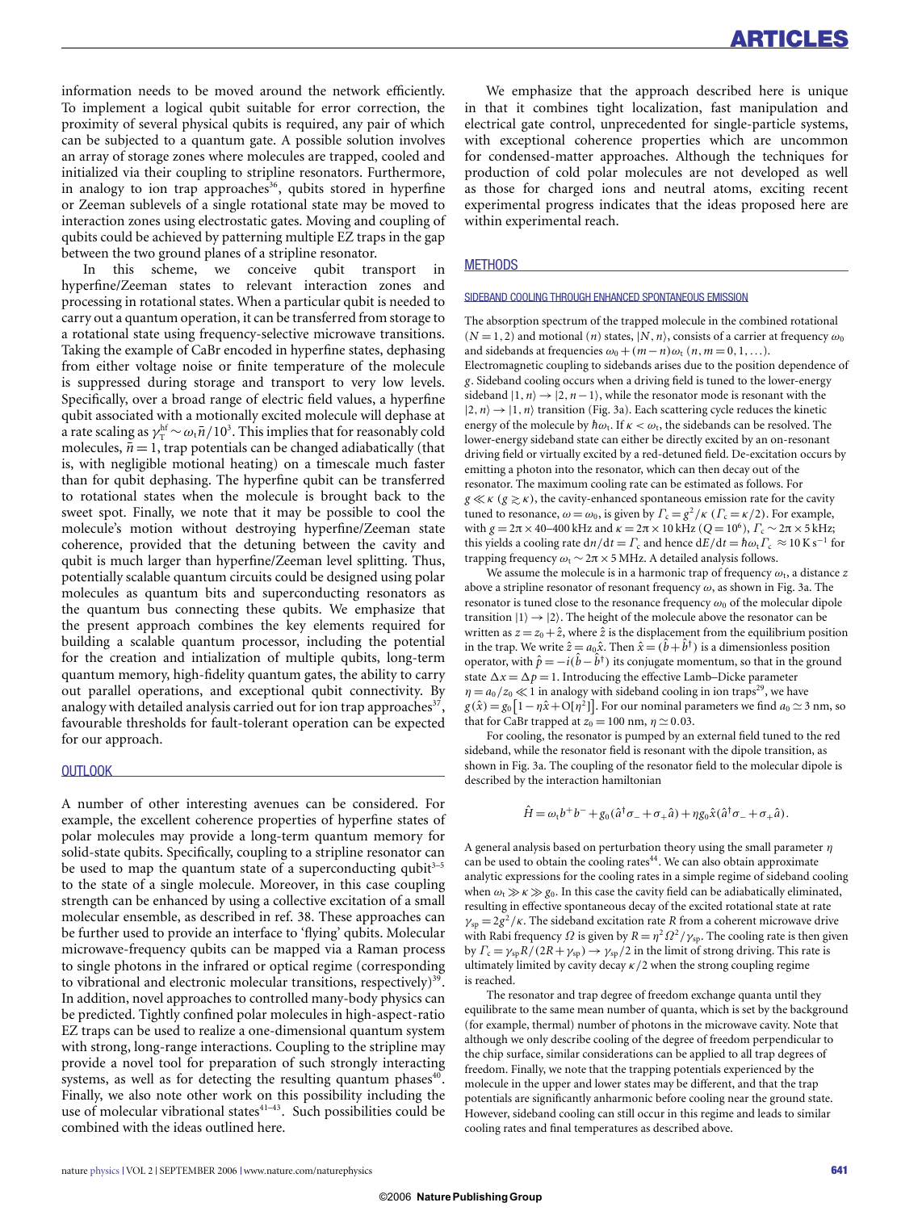information needs to be moved around the network efficiently. To implement a logical qubit suitable for error correction, the proximity of several physical qubits is required, any pair of which can be subjected to a quantum gate. A possible solution involves an array of storage zones where molecules are trapped, cooled and initialized via their coupling to stripline resonators. Furthermore, in analogy to ion trap approaches[36], qubits stored in hyperfine or Zeeman sublevels of a single rotational state may be moved to interaction zones using electrostatic gates. Moving and coupling of qubits could be achieved by patterning multiple EZ traps in the gap between the two ground planes of a stripline resonator.

In this scheme, we conceive qubit transport in hyperfine/Zeeman states to relevant interaction zones and processing in rotational states. When a particular qubit is needed to carry out a quantum operation, it can be transferred from storage to a rotational state using frequency-selective microwave transitions. Taking the example of CaBr encoded in hyperfine states, dephasing from either voltage noise or finite temperature of the molecule is suppressed during storage and transport to very low levels. Specifically, over a broad range of electric field values, a hyperfine qubit associated with a motionally excited molecule will dephase at a rate scaling as $\gamma_T^{\mathrm{hf}} \sim \omega_t \bar{n}/10^3$. This implies that for reasonably cold molecules, $\bar{n} = 1$, trap potentials can be changed adiabatically (that is, with negligible motional heating) on a timescale much faster than for qubit dephasing. The hyperfine qubit can be transferred to rotational states when the molecule is brought back to the sweet spot. Finally, we note that it may be possible to cool the molecule's motion without destroying hyperfine/Zeeman state coherence, provided that the detuning between the cavity and qubit is much larger than hyperfine/Zeeman level splitting. Thus, potentially scalable quantum circuits could be designed using polar molecules as quantum bits and superconducting resonators as the quantum bus connecting these qubits. We emphasize that the present approach combines the key elements required for building a scalable quantum processor, including the potential for the creation and intialization of multiple qubits, long-term quantum memory, high-fidelity quantum gates, the ability to carry out parallel operations, and exceptional qubit connectivity. By analogy with detailed analysis carried out for ion trap approaches[37], favourable thresholds for fault-tolerant operation can be expected for our approach.

## OUTLOOK

A number of other interesting avenues can be considered. For example, the excellent coherence properties of hyperfine states of polar molecules may provide a long-term quantum memory for solid-state qubits. Specifically, coupling to a stripline resonator can be used to map the quantum state of a superconducting qubit[3–5] to the state of a single molecule. Moreover, in this case coupling strength can be enhanced by using a collective excitation of a small molecular ensemble, as described in ref. 38. These approaches can be further used to provide an interface to 'flying' qubits. Molecular microwave-frequency qubits can be mapped via a Raman process to single photons in the infrared or optical regime (corresponding to vibrational and electronic molecular transitions, respectively)[39]. In addition, novel approaches to controlled many-body physics can be predicted. Tightly confined polar molecules in high-aspect-ratio EZ traps can be used to realize a one-dimensional quantum system with strong, long-range interactions. Coupling to the stripline may provide a novel tool for preparation of such strongly interacting systems, as well as for detecting the resulting quantum phases[40]. Finally, we also note other work on this possibility including the use of molecular vibrational states[41–43]. Such possibilities could be combined with the ideas outlined here.

We emphasize that the approach described here is unique in that it combines tight localization, fast manipulation and electrical gate control, unprecedented for single-particle systems, with exceptional coherence properties which are uncommon for condensed-matter approaches. Although the techniques for production of cold polar molecules are not developed as well as those for charged ions and neutral atoms, exciting recent experimental progress indicates that the ideas proposed here are within experimental reach.

## METHODS

### SIDEBAND COOLING THROUGH ENHANCED SPONTANEOUS EMISSION

The absorption spectrum of the trapped molecule in the combined rotational ($N = 1, 2$) and motional ($n$) states, $|N, n\rangle$, consists of a carrier at frequency $\omega_0$ and sidebands at frequencies $\omega_0 + (m - n)\omega_t$ $(n, m = 0, 1, \ldots)$. Electromagnetic coupling to sidebands arises due to the position dependence of $g$. Sideband cooling occurs when a driving field is tuned to the lower-energy sideband $|1, n\rangle \to |2, n-1\rangle$, while the resonator mode is resonant with the $|2, n\rangle \to |1, n\rangle$ transition (Fig. 3a). Each scattering cycle reduces the kinetic energy of the molecule by $\hbar\omega_t$. If $\kappa < \omega_t$, the sidebands can be resolved. The lower-energy sideband state can either be directly excited by an on-resonant driving field or virtually excited by a red-detuned field. De-excitation occurs by emitting a photon into the resonator, which can then decay out of the resonator. The maximum cooling rate can be estimated as follows. For $g \ll \kappa$ ($g \gtrsim \kappa$), the cavity-enhanced spontaneous emission rate for the cavity tuned to resonance, $\omega = \omega_0$, is given by $\Gamma_c = g^2/\kappa$ ($\Gamma_c = \kappa/2$). For example, with $g = 2\pi \times 40$–$400$ kHz and $\kappa = 2\pi \times 10$ kHz ($Q = 10^6$), $\Gamma_c \sim 2\pi \times 5$ kHz; this yields a cooling rate $dn/dt = \Gamma_c$ and hence $dE/dt = \hbar\omega_t\Gamma_c \approx 10\,\mathrm{K\,s^{-1}}$ for trapping frequency $\omega_t \sim 2\pi \times 5$ MHz. A detailed analysis follows.

We assume the molecule is in a harmonic trap of frequency $\omega_t$, a distance $z$ above a stripline resonator of resonant frequency $\omega$, as shown in Fig. 3a. The resonator is tuned close to the resonance frequency $\omega_0$ of the molecular dipole transition $|1\rangle \to |2\rangle$. The height of the molecule above the resonator can be written as $z = z_0 + \hat{z}$, where $\hat{z}$ is the displacement from the equilibrium position in the trap. We write $\hat{z} = a_0\hat{x}$. Then $\hat{x} = (\hat{b} + \hat{b}^\dagger)$ is a dimensionless position operator, with $\hat{p} = -i(\hat{b} - \hat{b}^\dagger)$ its conjugate momentum, so that in the ground state $\Delta x = \Delta p = 1$. Introducing the effective Lamb–Dicke parameter $\eta = a_0/z_0 \ll 1$ in analogy with sideband cooling in ion traps[29], we have $g(\hat{x}) = g_0\left[1 - \eta\hat{x} + \mathrm{O}[\eta^2]\right]$. For our nominal parameters we find $a_0 \simeq 3$ nm, so that for CaBr trapped at $z_0 = 100$ nm, $\eta \simeq 0.03$.

For cooling, the resonator is pumped by an external field tuned to the red sideband, while the resonator field is resonant with the dipole transition, as shown in Fig. 3a. The coupling of the resonator field to the molecular dipole is described by the interaction hamiltonian

$$\hat{H} = \omega_t b^+ b^- + g_0(\hat{a}^\dagger\sigma_- + \sigma_+\hat{a}) + \eta g_0 \hat{x}(\hat{a}^\dagger\sigma_- + \sigma_+\hat{a}).$$

A general analysis based on perturbation theory using the small parameter $\eta$ can be used to obtain the cooling rates[44]. We can also obtain approximate analytic expressions for the cooling rates in a simple regime of sideband cooling when $\omega_t \gg \kappa \gg g_0$. In this case the cavity field can be adiabatically eliminated, resulting in effective spontaneous decay of the excited rotational state at rate $\gamma_{\mathrm{sp}} = 2g^2/\kappa$. The sideband excitation rate $R$ from a coherent microwave drive with Rabi frequency $\Omega$ is given by $R = \eta^2\Omega^2/\gamma_{\mathrm{sp}}$. The cooling rate is then given by $\Gamma_c = \gamma_{\mathrm{sp}}R/(2R + \gamma_{\mathrm{sp}}) \to \gamma_{\mathrm{sp}}/2$ in the limit of strong driving. This rate is ultimately limited by cavity decay $\kappa/2$ when the strong coupling regime is reached.

The resonator and trap degree of freedom exchange quanta until they equilibrate to the same mean number of quanta, which is set by the background (for example, thermal) number of photons in the microwave cavity. Note that although we only describe cooling of the degree of freedom perpendicular to the chip surface, similar considerations can be applied to all trap degrees of freedom. Finally, we note that the trapping potentials experienced by the molecule in the upper and lower states may be different, and that the trap potentials are significantly anharmonic before cooling near the ground state. However, sideband cooling can still occur in this regime and leads to similar cooling rates and final temperatures as described above.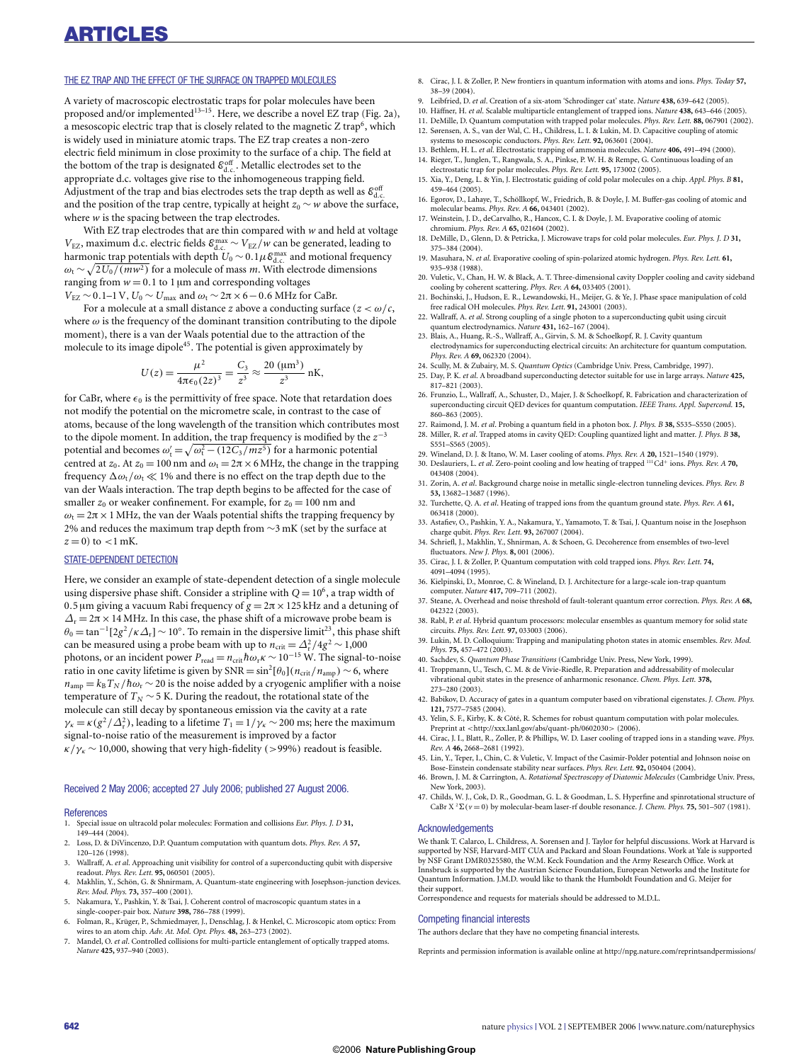## THE EZ TRAP AND THE EFFECT OF THE SURFACE ON TRAPPED MOLECULES

A variety of macroscopic electrostatic traps for polar molecules have been proposed and/or implemented[13–15]. Here, we describe a novel EZ trap (Fig. 2a), a mesoscopic electric trap that is closely related to the magnetic Z trap[6], which is widely used in miniature atomic traps. The EZ trap creates a non-zero electric field minimum in close proximity to the surface of a chip. The field at the bottom of the trap is designated $\mathcal{E}^{\rm off}_{\rm d.c.}$. Metallic electrodes set to the appropriate d.c. voltages give rise to the inhomogeneous trapping field. Adjustment of the trap and bias electrodes sets the trap depth as well as $\mathcal{E}^{\rm off}_{\rm d.c.}$ and the position of the trap centre, typically at height $z_0 \sim w$ above the surface, where $w$ is the spacing between the trap electrodes.

With EZ trap electrodes that are thin compared with $w$ and held at voltage $V_{\rm EZ}$, maximum d.c. electric fields $\mathcal{E}^{\rm max}_{\rm d.c.} \sim V_{\rm EZ}/w$ can be generated, leading to harmonic trap potentials with depth $U_0 \sim 0.1\mu\mathcal{E}^{\rm max}_{\rm d.c.}$ and motional frequency $\omega_{\rm t} \sim \sqrt{2U_0/(mw^2)}$ for a molecule of mass $m$. With electrode dimensions ranging from $w = 0.1$ to $1\,\mu$m and corresponding voltages $V_{\rm EZ} \sim 0.1$–$1$ V, $U_0 \sim U_{\rm max}$ and $\omega_{\rm t} \sim 2\pi \times 6-0.6$ MHz for CaBr.

For a molecule at a small distance $z$ above a conducting surface ($z < \omega/c$, where $\omega$ is the frequency of the dominant transition contributing to the dipole moment), there is a van der Waals potential due to the attraction of the molecule to its image dipole[45]. The potential is given approximately by

$$U(z) = \frac{\mu^2}{4\pi\epsilon_0(2z)^3} = \frac{C_3}{z^3} \approx \frac{20\ (\mu{\rm m}^3)}{z^3}\ {\rm nK},$$

for CaBr, where $\epsilon_0$ is the permittivity of free space. Note that retardation does not modify the potential on the micrometre scale, in contrast to the case of atoms, because of the long wavelength of the transition which contributes most to the dipole moment. In addition, the trap frequency is modified by the $z^{-3}$ potential and becomes $\omega'_{\rm t} = \sqrt{\omega_{\rm t}^2 - (12C_3/mz^5)}$ for a harmonic potential centred at $z_0$. At $z_0 = 100$ nm and $\omega_{\rm t} = 2\pi \times 6$ MHz, the change in the trapping frequency $\Delta\omega_{\rm t}/\omega_{\rm t} \ll 1\%$ and there is no effect on the trap depth due to the van der Waals interaction. The trap depth begins to be affected for the case of smaller $z_0$ or weaker confinement. For example, for $z_0 = 100$ nm and $\omega_{\rm t} = 2\pi \times 1$ MHz, the van der Waals potential shifts the trapping frequency by 2% and reduces the maximum trap depth from $\sim$3 mK (set by the surface at $z = 0$) to $<$1 mK.

## STATE-DEPENDENT DETECTION

Here, we consider an example of state-dependent detection of a single molecule using dispersive phase shift. Consider a stripline with $Q = 10^6$, a trap width of $0.5\,\mu$m giving a vacuum Rabi frequency of $g = 2\pi \times 125$ kHz and a detuning of $\Delta_{\rm r} = 2\pi \times 14$ MHz. In this case, the phase shift of a microwave probe beam is $\theta_0 = \tan^{-1}[2g^2/\kappa\Delta_{\rm r}] \sim 10^\circ$. To remain in the dispersive limit[23], this phase shift can be measured using a probe beam with up to $n_{\rm crit} = \Delta_{\rm r}^2/4g^2 \sim 1{,}000$ photons, or an incident power $P_{\rm read} = n_{\rm crit}\hbar\omega_{\rm r}\kappa \sim 10^{-15}$ W. The signal-to-noise ratio in one cavity lifetime is given by ${\rm SNR} = \sin^2[\theta_0](n_{\rm crit}/n_{\rm amp}) \sim 6$, where $n_{\rm amp} = k_{\rm B}T_N/\hbar\omega_{\rm r} \sim 20$ is the noise added by a cryogenic amplifier with a noise temperature of $T_N \sim 5$ K. During the readout, the rotational state of the molecule can still decay by spontaneous emission via the cavity at a rate $\gamma_\kappa = \kappa(g^2/\Delta_{\rm r}^2)$, leading to a lifetime $T_1 = 1/\gamma_\kappa \sim 200$ ms; here the maximum signal-to-noise ratio of the measurement is improved by a factor $\kappa/\gamma_\kappa \sim 10{,}000$, showing that very high-fidelity ($>$99%) readout is feasible.

Received 2 May 2006; accepted 27 July 2006; published 27 August 2006.

## References

1. Special issue on ultracold polar molecules: Formation and collisions *Eur. Phys. J. D* **31,** 149–444 (2004).
2. Loss, D. & DiVincenzo, D.P. Quantum computation with quantum dots. *Phys. Rev. A* **57,** 120–126 (1998).
3. Wallraff, A. *et al.* Approaching unit visibility for control of a superconducting qubit with dispersive readout. *Phys. Rev. Lett.* **95,** 060501 (2005).
4. Makhlin, Y., Schön, G. & Shnirman, A. Quantum-state engineering with Josephson-junction devices. *Rev. Mod. Phys.* **73,** 357–400 (2001).
5. Nakamura, Y., Pashkin, Y. & Tsai, J. Coherent control of macroscopic quantum states in a single-cooper-pair box. *Nature* **398,** 786–788 (1999).
6. Folman, R., Krüger, P., Schmiedmayer, J., Denschlag, J. & Henkel, C. Microscopic atom optics: From wires to an atom chip. *Adv. At. Mol. Opt. Phys.* **48,** 263–273 (2002).
7. Mandel, O. *et al.* Controlled collisions for multi-particle entanglement of optically trapped atoms. *Nature* **425,** 937–940 (2003).
8. Cirac, J. I. & Zoller, P. New frontiers in quantum information with atoms and ions. *Phys. Today* **57,** 38–39 (2004).
9. Leibfried, D. *et al.* Creation of a six-atom 'Schrodinger cat' state. *Nature* **438,** 639–642 (2005).
10. Häffner, H. *et al.* Scalable multiparticle entanglement of trapped ions. *Nature* **438,** 643–646 (2005).
11. DeMille, D. Quantum computation with trapped polar molecules. *Phys. Rev. Lett.* **88,** 067901 (2002).
12. Sørensen, A. S., van der Wal, C. H., Childress, L. I. & Lukin, M. D. Capacitive coupling of atomic systems to mesoscopic conductors. *Phys. Rev. Lett.* **92,** 063601 (2004).
13. Bethlem, H. L. *et al.* Electrostatic trapping of ammonia molecules. *Nature* **406,** 491–494 (2000).
14. Rieger, T., Junglen, T., Rangwala, S. A., Pinkse, P. W. H. & Rempe, G. Continuous loading of an electrostatic trap for polar molecules. *Phys. Rev. Lett.* **95,** 173002 (2005).
15. Xia, Y., Deng, L. & Yin, J. Electrostatic guiding of cold polar molecules on a chip. *Appl. Phys. B* **81,** 459–464 (2005).
16. Egorov, D., Lahaye, T., Schöllkopf, W., Friedrich, B. & Doyle, J. M. Buffer-gas cooling of atomic and molecular beams. *Phys. Rev. A* **66,** 043401 (2002).
17. Weinstein, J. D., deCarvalho, R., Hancox, C. I. & Doyle, J. M. Evaporative cooling of atomic chromium. *Phys. Rev. A* **65,** 021604 (2002).
18. DeMille, D., Glenn, D. & Petricka, J. Microwave traps for cold polar molecules. *Eur. Phys. J. D* **31,** 375–384 (2004).
19. Masuhara, N. *et al.* Evaporative cooling of spin-polarized atomic hydrogen. *Phys. Rev. Lett.* **61,** 935–938 (1988).
20. Vuletic, V., Chan, H. W. & Black, A. T. Three-dimensional cavity Doppler cooling and cavity sideband cooling by coherent scattering. *Phys. Rev. A* **64,** 033405 (2001).
21. Bochinski, J., Hudson, E. R., Lewandowski, H., Meijer, G. & Ye, J. Phase space manipulation of cold free radical OH molecules. *Phys. Rev. Lett.* **91,** 243001 (2003).
22. Wallraff, A. *et al.* Strong coupling of a single photon to a superconducting qubit using circuit quantum electrodynamics. *Nature* **431,** 162–167 (2004).
23. Blais, A., Huang, R.-S., Wallraff, A., Girvin, S. M. & Schoelkopf, R. J. Cavity quantum electrodynamics for superconducting electrical circuits: An architecture for quantum computation. *Phys. Rev. A* **69,** 062320 (2004).
24. Scully, M. & Zubairy, M. S. *Quantum Optics* (Cambridge Univ. Press, Cambridge, 1997).
25. Day, P. K. *et al.* A broadband superconducting detector suitable for use in large arrays. *Nature* **425,** 817–821 (2003).
26. Frunzio, L., Wallraff, A., Schuster, D., Majer, J. & Schoelkopf, R. Fabrication and characterization of superconducting circuit QED devices for quantum computation. *IEEE Trans. Appl. Supercond.* **15,** 860–863 (2005).
27. Raimond, J. M. *et al.* Probing a quantum field in a photon box. *J. Phys. B* **38,** S535–S550 (2005).
28. Miller, R. *et al.* Trapped atoms in cavity QED: Coupling quantized light and matter. *J. Phys. B* **38,** S551–S565 (2005).
29. Wineland, D. J. & Itano, W. M. Laser cooling of atoms. *Phys. Rev. A* **20,** 1521–1540 (1979).
30. Deslauriers, L. *et al.* Zero-point cooling and low heating of trapped $^{111}$Cd$^+$ ions. *Phys. Rev. A* **70,** 043408 (2004).
31. Zorin, A. *et al.* Background charge noise in metallic single-electron tunneling devices. *Phys. Rev. B* **53,** 13682–13687 (1996).
32. Turchette, Q. A. *et al.* Heating of trapped ions from the quantum ground state. *Phys. Rev. A* **61,** 063418 (2000).
33. Astafiev, O., Pashkin, Y. A., Nakamura, Y., Yamamoto, T. & Tsai, J. Quantum noise in the Josephson charge qubit. *Phys. Rev. Lett.* **93,** 267007 (2004).
34. Schriefl, J., Makhlin, Y., Shnirman, A. & Schoen, G. Decoherence from ensembles of two-level fluctuators. *New J. Phys.* **8,** 001 (2006).
35. Cirac, J. I. & Zoller, P. Quantum computation with cold trapped ions. *Phys. Rev. Lett.* **74,** 4091–4094 (1995).
36. Kielpinski, D., Monroe, C. & Wineland, D. J. Architecture for a large-scale ion-trap quantum computer. *Nature* **417,** 709–711 (2002).
37. Steane, A. Overhead and noise threshold of fault-tolerant quantum error correction. *Phys. Rev. A* **68,** 042322 (2003).
38. Rabl, P. *et al.* Hybrid quantum processors: molecular ensembles as quantum memory for solid state circuits. *Phys. Rev. Lett.* **97,** 033003 (2006).
39. Lukin, M. D. Colloquium: Trapping and manipulating photon states in atomic ensembles. *Rev. Mod. Phys.* **75,** 457–472 (2003).
40. Sachdev, S. *Quantum Phase Transitions* (Cambridge Univ. Press, New York, 1999).
41. Troppmann, U., Tesch, C. M. & de Vivie-Riedle, R. Preparation and addressability of molecular vibrational qubit states in the presence of anharmonic resonance. *Chem. Phys. Lett.* **378,** 273–280 (2003).
42. Babikov, D. Accuracy of gates in a quantum computer based on vibrational eigenstates. *J. Chem. Phys.* **121,** 7577–7585 (2004).
43. Yelin, S. F., Kirby, K. & Côté, R. Schemes for robust quantum computation with polar molecules. Preprint at <http://xxx.lanl.gov/abs/quant-ph/0602030> (2006).
44. Cirac, J. I., Blatt, R., Zoller, P. & Phillips, W. D. Laser cooling of trapped ions in a standing wave. *Phys. Rev. A* **46,** 2668–2681 (1992).
45. Lin, Y., Teper, I., Chin, C. & Vuletic, V. Impact of the Casimir-Polder potential and Johnson noise on Bose-Einstein condensate stability near surfaces. *Phys. Rev. Lett.* **92,** 050404 (2004).
46. Brown, J. M. & Carrington, A. *Rotational Spectroscopy of Diatomic Molecules* (Cambridge Univ. Press, New York, 2003).
47. Childs, W. J., Cok, D. R., Goodman, G. L. & Goodman, L. S. Hyperfine and spinrotational structure of CaBr X $^2\Sigma(v = 0)$ by molecular-beam laser-rf double resonance. *J. Chem. Phys.* **75,** 501–507 (1981).

## Acknowledgements

We thank T. Calarco, L. Childress, A. Sorensen and J. Taylor for helpful discussions. Work at Harvard is supported by NSF, Harvard-MIT CUA and Packard and Sloan Foundations. Work at Yale is supported by NSF Grant DMR0325580, the W.M. Keck Foundation and the Army Research Office. Work at Innsbruck is supported by the Austrian Science Foundation, European Networks and the Institute for Quantum Information. J.M.D. would like to thank the Humboldt Foundation and G. Meijer for their support.

Correspondence and requests for materials should be addressed to M.D.L.

## Competing financial interests

The authors declare that they have no competing financial interests.

Reprints and permission information is available online at http://npg.nature.com/reprintsandpermissions/